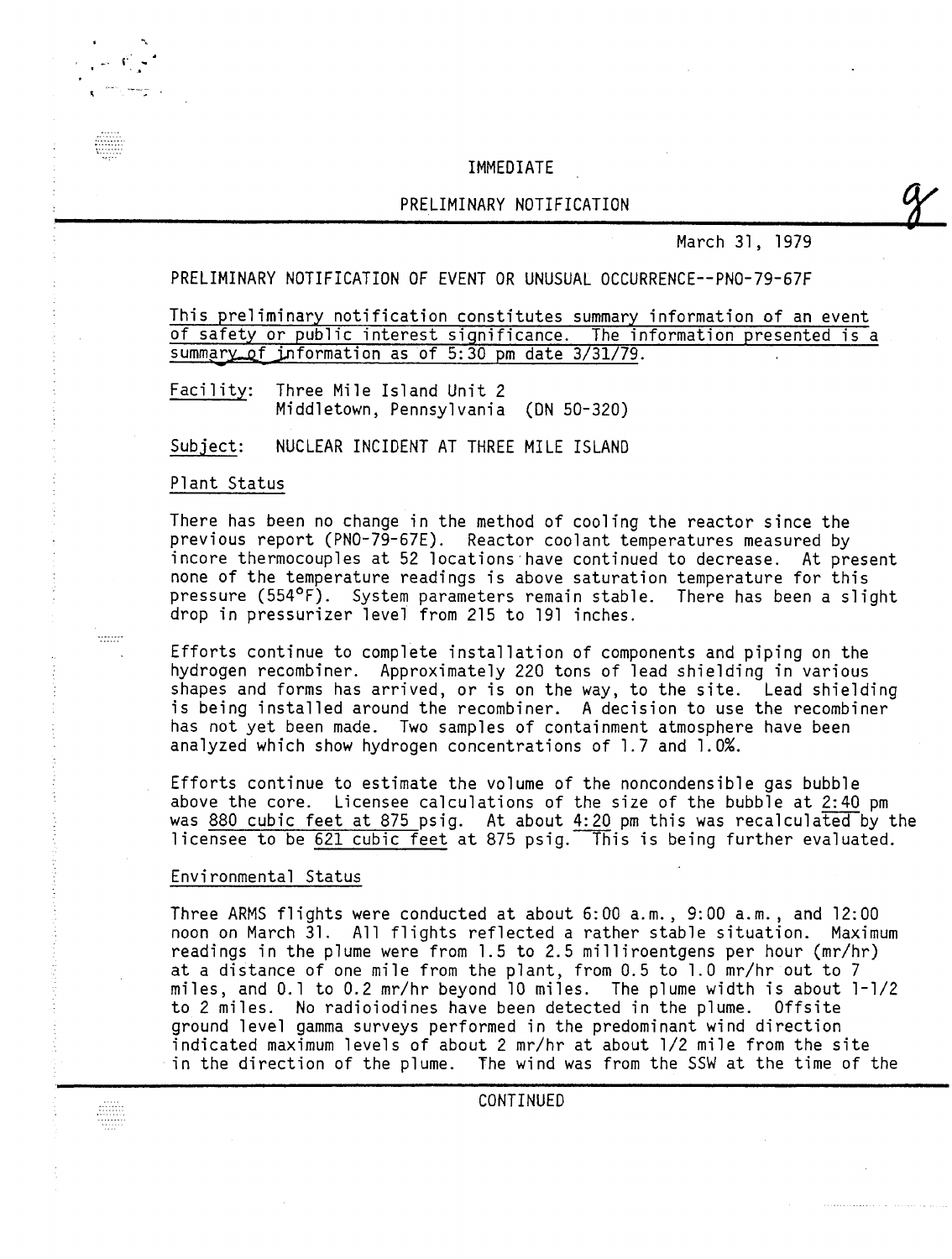IMMEDIATE

PRELIMINARY NOTIFICATION

March 31, 1979

PRELIMINARY NOTIFICATION OF EVENT OR UNUSUAL OCCURRENCE--PNO-79-67F

This preliminary notification constitutes summary information of an event of safety or public interest significance. The information presented is a summary of information as of 5:30 pm date 3/31/79.

Facility: Three Mile Island Unit 2
Middletown, Pennsylvania (DN 50-320)

Subject: NUCLEAR INCIDENT AT THREE MILE ISLAND

Plant Status

There has been no change in the method of cooling the reactor since the previous report (PNO-79-67E). Reactor coolant temperatures measured by incore thermocouples at 52 locations have continued to decrease. At present none of the temperature readings is above saturation temperature for this pressure (554°F). System parameters remain stable. There has been a slight drop in pressurizer level from 215 to 191 inches.

Efforts continue to complete installation of components and piping on the hydrogen recombiner. Approximately 220 tons of lead shielding in various shapes and forms has arrived, or is on the way, to the site. Lead shielding is being installed around the recombiner. A decision to use the recombiner has not yet been made. Two samples of containment atmosphere have been analyzed which show hydrogen concentrations of 1.7 and 1.0%.

Efforts continue to estimate the volume of the noncondensible gas bubble above the core. Licensee calculations of the size of the bubble at 2:40 pm was 880 cubic feet at 875 psig. At about 4:20 pm this was recalculated by the licensee to be 621 cubic feet at 875 psig. This is being further evaluated.

Environmental Status

Three ARMS flights were conducted at about 6:00 a.m., 9:00 a.m., and 12:00 noon on March 31. All flights reflected a rather stable situation. Maximum readings in the plume were from 1.5 to 2.5 milliroentgens per hour (mr/hr) at a distance of one mile from the plant, from 0.5 to 1.0 mr/hr out to 7 miles, and 0.1 to 0.2 mr/hr beyond 10 miles. The plume width is about 1-1/2 to 2 miles. No radioiodines have been detected in the plume. Offsite ground level gamma surveys performed in the predominant wind direction indicated maximum levels of about 2 mr/hr at about 1/2 mile from the site in the direction of the plume. The wind was from the SSW at the time of the

CONTINUED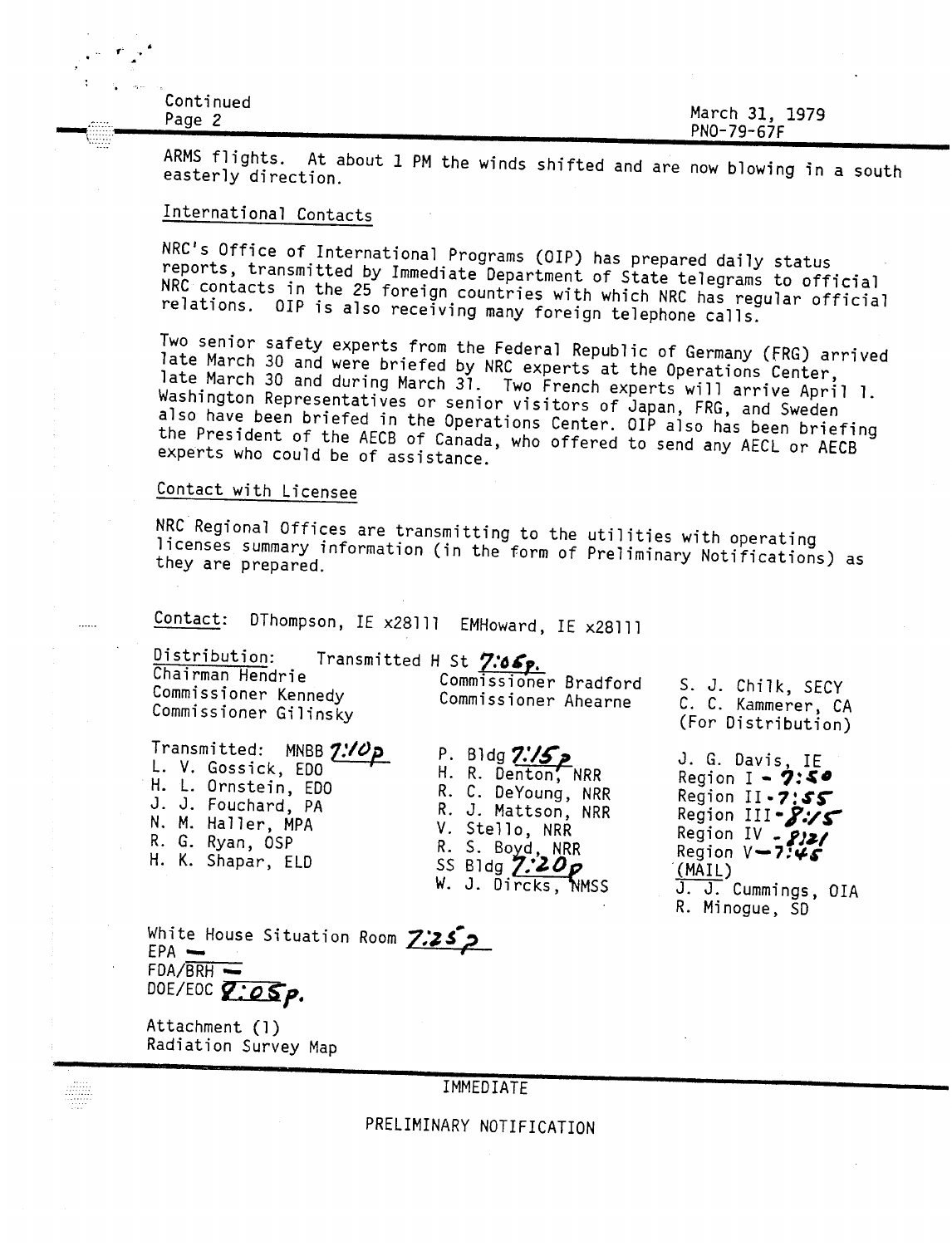Continued
Page 2

March 31, 1979
PNO-79-67F

ARMS flights. At about 1 PM the winds shifted and are now blowing in a south easterly direction.

## International Contacts

NRC's Office of International Programs (OIP) has prepared daily status reports, transmitted by Immediate Department of State telegrams to official NRC contacts in the 25 foreign countries with which NRC has regular official relations. OIP is also receiving many foreign telephone calls.

Two senior safety experts from the Federal Republic of Germany (FRG) arrived late March 30 and were briefed by NRC experts at the Operations Center, late March 30 and during March 31. Two French experts will arrive April 1. Washington Representatives or senior visitors of Japan, FRG, and Sweden also have been briefed in the Operations Center. OIP also has been briefing the President of the AECB of Canada, who offered to send any AECL or AECB experts who could be of assistance.

## Contact with Licensee

NRC Regional Offices are transmitting to the utilities with operating licenses summary information (in the form of Preliminary Notifications) as they are prepared.

Contact: DThompson, IE x28111 EMHoward, IE x28111

Distribution: Transmitted H St 7:06p.

Chairman Hendrie
Commissioner Kennedy
Commissioner Gilinsky
Commissioner Bradford
Commissioner Ahearne
S. J. Chilk, SECY
C. C. Kammerer, CA
(For Distribution)

Transmitted: MNBB 7:10p
L. V. Gossick, EDO
H. L. Ornstein, EDO
J. J. Fouchard, PA
N. M. Haller, MPA
R. G. Ryan, OSP
H. K. Shapar, ELD

P. Bldg 7:15p
H. R. Denton, NRR
R. C. DeYoung, NRR
R. J. Mattson, NRR
V. Stello, NRR
R. S. Boyd, NRR
SS Bldg 7:20p
W. J. Dircks, NMSS

J. G. Davis, IE
Region I - 7:50
Region II - 7:55
Region III - 8:15
Region IV - 8:21
Region V - 7:45
(MAIL)
J. J. Cummings, OIA
R. Minogue, SD

White House Situation Room 7:25p
EPA —
FDA/BRH —
DOE/EOC 8:05p.

Attachment (1)
Radiation Survey Map

IMMEDIATE

PRELIMINARY NOTIFICATION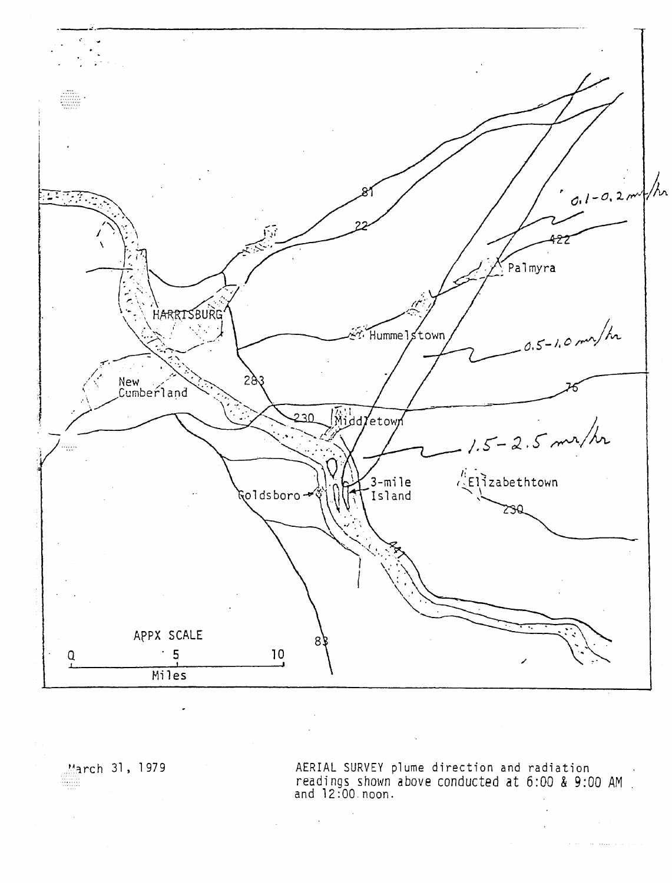0.1-0.2 mr/hr

0.5-1.0 mr/hr

1.5-2.5 mr/hr

81

22

422

Palmyra

HARRISBURG

Hummelstown

New Cumberland

283

76

230

Middletown

3-mile Island

Goldsboro

Elizabethtown

230

83

APPX SCALE

0 5 10

Miles

March 31, 1979

AERIAL SURVEY plume direction and radiation readings shown above conducted at 6:00 & 9:00 AM and 12:00 noon.